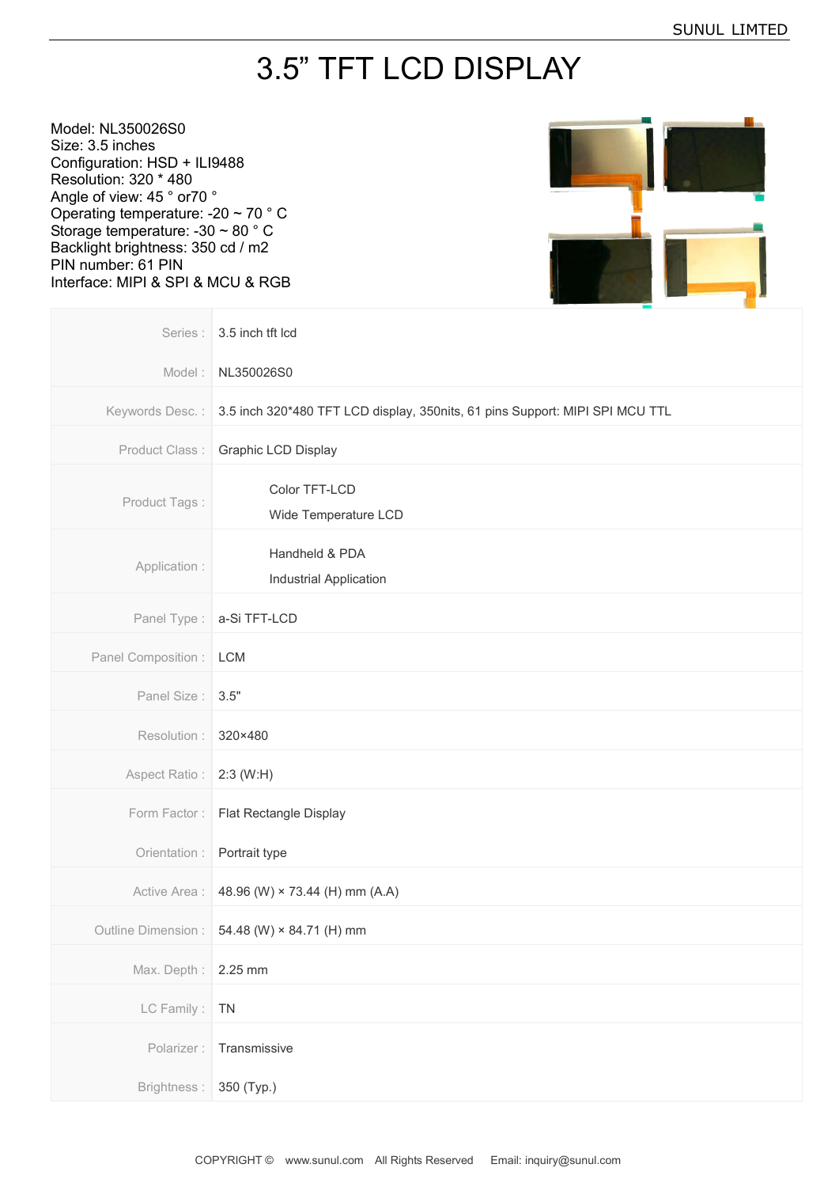# 3.5" TFT LCD DISPLAY

Model: NL350026S0
Size: 3.5 inches
Configuration: HSD + ILI9488
Resolution: 320 * 480
Angle of view: 45 ° or70 °
Operating temperature: -20 ~ 70 ° C
Storage temperature: -30 ~ 80 ° C
Backlight brightness: 350 cd / m2
PIN number: 61 PIN
Interface: MIPI & SPI & MCU & RGB

| | |
|---|---|
| Series : | 3.5 inch tft lcd |
| Model : | NL350026S0 |
| Keywords Desc. : | 3.5 inch 320*480 TFT LCD display, 350nits, 61 pins Support: MIPI SPI MCU TTL |
| Product Class : | Graphic LCD Display |
| Product Tags : | Color TFT-LCD<br>Wide Temperature LCD |
| Application : | Handheld & PDA<br>Industrial Application |
| Panel Type : | a-Si TFT-LCD |
| Panel Composition : | LCM |
| Panel Size : | 3.5" |
| Resolution : | 320×480 |
| Aspect Ratio : | 2:3 (W:H) |
| Form Factor : | Flat Rectangle Display |
| Orientation : | Portrait type |
| Active Area : | 48.96 (W) × 73.44 (H) mm (A.A) |
| Outline Dimension : | 54.48 (W) × 84.71 (H) mm |
| Max. Depth : | 2.25 mm |
| LC Family : | TN |
| Polarizer : | Transmissive |
| Brightness : | 350 (Typ.) |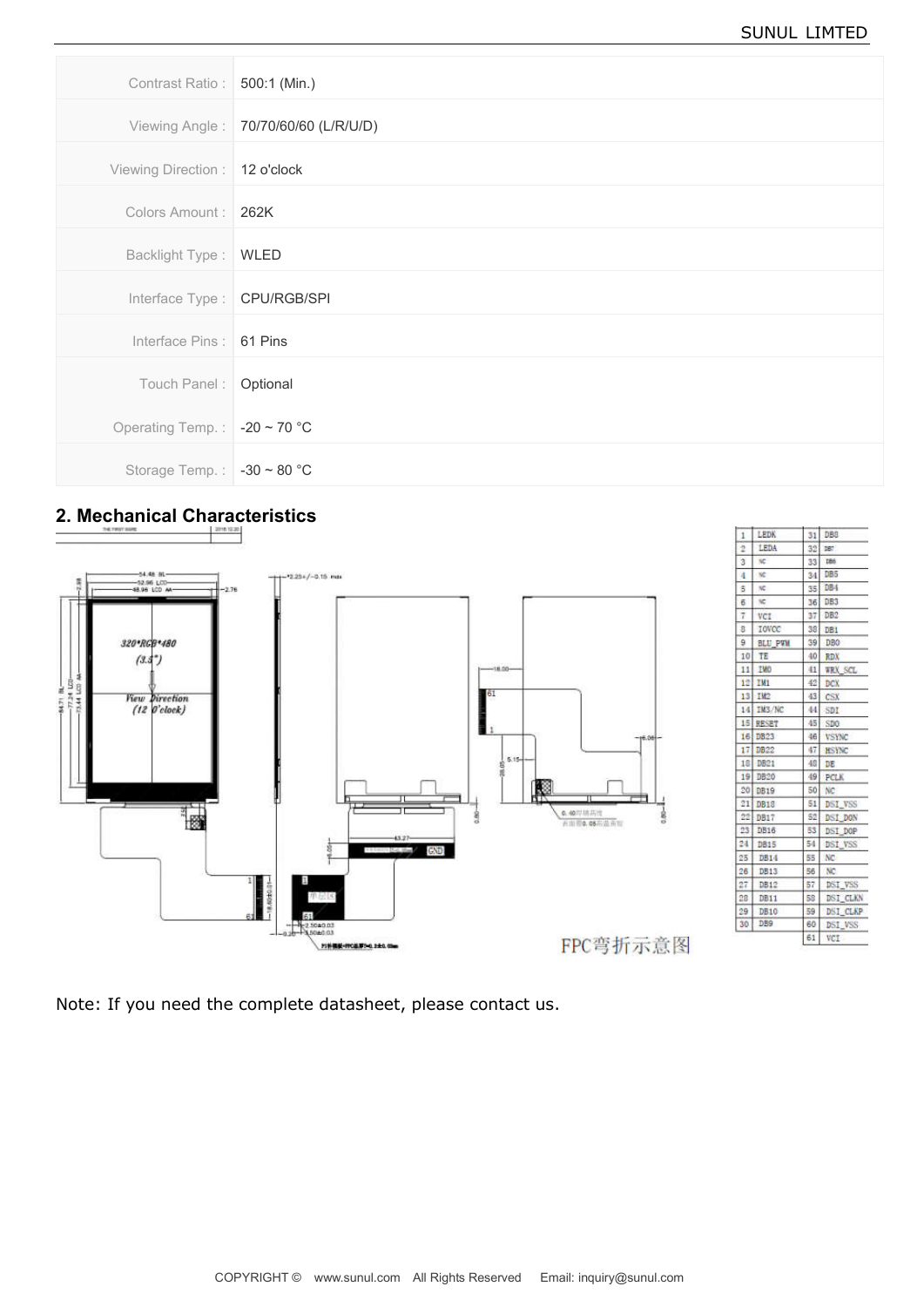| | |
|---|---|
| Contrast Ratio : | 500:1 (Min.) |
| Viewing Angle : | 70/70/60/60 (L/R/U/D) |
| Viewing Direction : | 12 o'clock |
| Colors Amount : | 262K |
| Backlight Type : | WLED |
| Interface Type : | CPU/RGB/SPI |
| Interface Pins : | 61 Pins |
| Touch Panel : | Optional |
| Operating Temp. : | -20 ~ 70 °C |
| Storage Temp. : | -30 ~ 80 °C |

## 2. Mechanical Characteristics

320*RGB*480
(3.5")
View Direction
(12 O'clock)

FPC弯折示意图

| | | | |
|---|---|---|---|
| 1 | LEDK | 31 | DB0 |
| 2 | LEDA | 32 | DB7 |
| 3 | NC | 33 | DB6 |
| 4 | NC | 34 | DB5 |
| 5 | NC | 35 | DB4 |
| 6 | NC | 36 | DB3 |
| 7 | VCI | 37 | DB2 |
| 8 | IOVCC | 38 | DB1 |
| 9 | BLU_PWM | 39 | DB0 |
| 10 | TE | 40 | RDX |
| 11 | IM0 | 41 | WRX_SCL |
| 12 | IM1 | 42 | DCX |
| 13 | IM2 | 43 | CSX |
| 14 | IM3/NC | 44 | SDI |
| 15 | RESET | 45 | SDO |
| 16 | DB23 | 46 | VSYNC |
| 17 | DB22 | 47 | HSYNC |
| 18 | DB21 | 48 | DE |
| 19 | DB20 | 49 | PCLK |
| 20 | DB19 | 50 | NC |
| 21 | DB18 | 51 | DSI_VSS |
| 22 | DB17 | 52 | DSI_D0N |
| 23 | DB16 | 53 | DSI_D0P |
| 24 | DB15 | 54 | DSI_VSS |
| 25 | DB14 | 55 | NC |
| 26 | DB13 | 56 | NC |
| 27 | DB12 | 57 | DSI_VSS |
| 28 | DB11 | 58 | DSI_CLKN |
| 29 | DB10 | 59 | DSI_CLKP |
| 30 | DB9 | 60 | DSI_VSS |
| | | 61 | VCI |

Note: If you need the complete datasheet, please contact us.